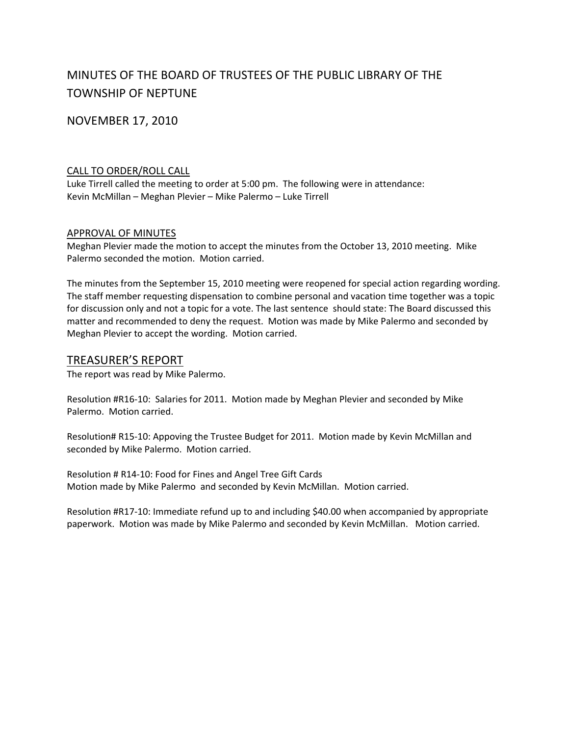# MINUTES OF THE BOARD OF TRUSTEES OF THE PUBLIC LIBRARY OF THE TOWNSHIP OF NEPTUNE

## NOVEMBER 17, 2010

### CALL TO ORDER/ROLL CALL

Luke Tirrell called the meeting to order at 5:00 pm. The following were in attendance:
Kevin McMillan – Meghan Plevier – Mike Palermo – Luke Tirrell

### APPROVAL OF MINUTES

Meghan Plevier made the motion to accept the minutes from the October 13, 2010 meeting. Mike Palermo seconded the motion. Motion carried.

The minutes from the September 15, 2010 meeting were reopened for special action regarding wording. The staff member requesting dispensation to combine personal and vacation time together was a topic for discussion only and not a topic for a vote. The last sentence should state: The Board discussed this matter and recommended to deny the request. Motion was made by Mike Palermo and seconded by Meghan Plevier to accept the wording. Motion carried.

## TREASURER'S REPORT

The report was read by Mike Palermo.

Resolution #R16-10: Salaries for 2011. Motion made by Meghan Plevier and seconded by Mike Palermo. Motion carried.

Resolution# R15-10: Appoving the Trustee Budget for 2011. Motion made by Kevin McMillan and seconded by Mike Palermo. Motion carried.

Resolution # R14-10: Food for Fines and Angel Tree Gift Cards
Motion made by Mike Palermo and seconded by Kevin McMillan. Motion carried.

Resolution #R17-10: Immediate refund up to and including $40.00 when accompanied by appropriate paperwork. Motion was made by Mike Palermo and seconded by Kevin McMillan. Motion carried.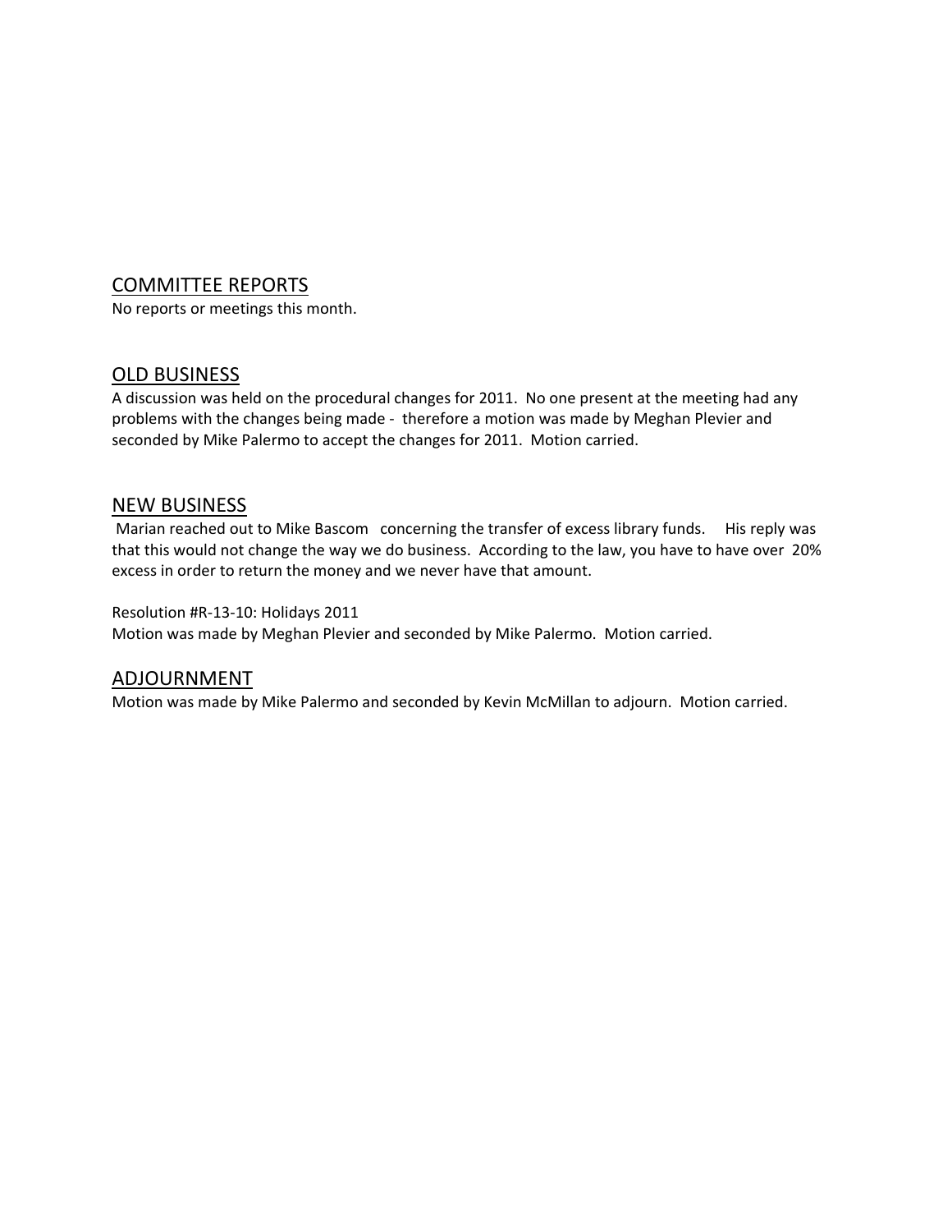## COMMITTEE REPORTS

No reports or meetings this month.

## OLD BUSINESS

A discussion was held on the procedural changes for 2011. No one present at the meeting had any problems with the changes being made - therefore a motion was made by Meghan Plevier and seconded by Mike Palermo to accept the changes for 2011. Motion carried.

## NEW BUSINESS

Marian reached out to Mike Bascom concerning the transfer of excess library funds. His reply was that this would not change the way we do business. According to the law, you have to have over 20% excess in order to return the money and we never have that amount.

Resolution #R-13-10: Holidays 2011
Motion was made by Meghan Plevier and seconded by Mike Palermo. Motion carried.

## ADJOURNMENT

Motion was made by Mike Palermo and seconded by Kevin McMillan to adjourn. Motion carried.